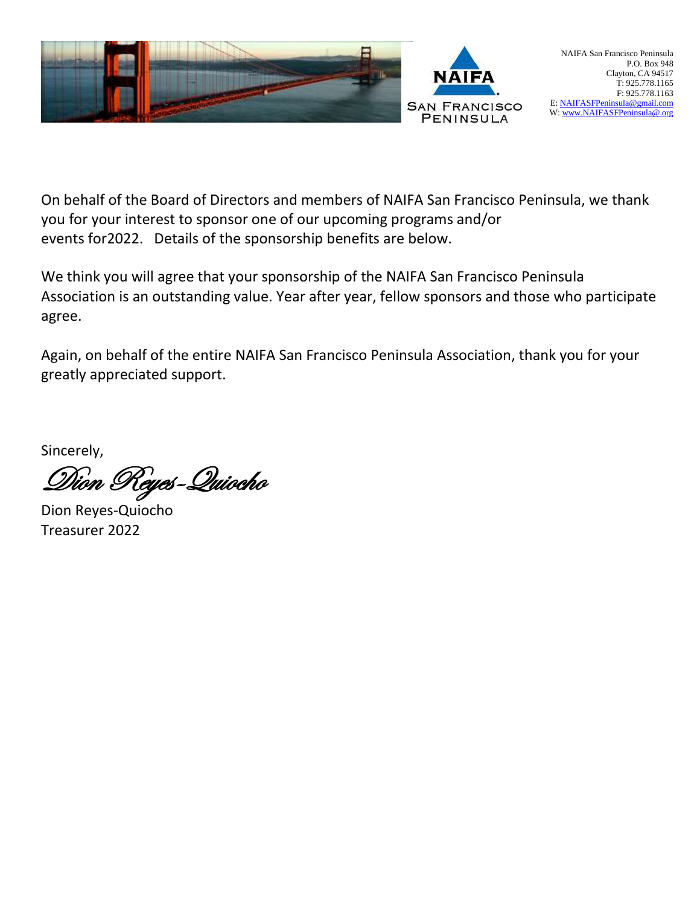NAIFA San Francisco Peninsula
P.O. Box 948
Clayton, CA 94517
T: 925.778.1165
F: 925.778.1163
E: NAIFASFPeninsula@gmail.com
W: www.NAIFASFPeninsula@.org

On behalf of the Board of Directors and members of NAIFA San Francisco Peninsula, we thank you for your interest to sponsor one of our upcoming programs and/or events for2022. Details of the sponsorship benefits are below.

We think you will agree that your sponsorship of the NAIFA San Francisco Peninsula Association is an outstanding value. Year after year, fellow sponsors and those who participate agree.

Again, on behalf of the entire NAIFA San Francisco Peninsula Association, thank you for your greatly appreciated support.

Sincerely,

*Dion Reyes-Quiocho*

Dion Reyes-Quiocho
Treasurer 2022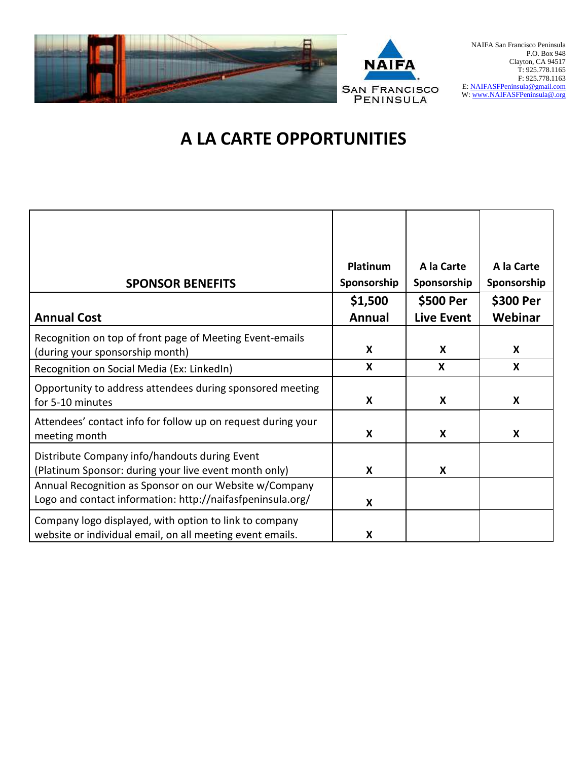NAIFA San Francisco Peninsula
P.O. Box 948
Clayton, CA 94517
T: 925.778.1165
F: 925.778.1163
E: NAIFASFPeninsula@gmail.com
W: www.NAIFASFPeninsula@.org

# A LA CARTE OPPORTUNITIES

| SPONSOR BENEFITS | Platinum Sponsorship | A la Carte Sponsorship | A la Carte Sponsorship |
|---|---|---|---|
| **Annual Cost** | **$1,500 Annual** | **$500 Per Live Event** | **$300 Per Webinar** |
| Recognition on top of front page of Meeting Event-emails (during your sponsorship month) | X | X | X |
| Recognition on Social Media (Ex: LinkedIn) | X | X | X |
| Opportunity to address attendees during sponsored meeting for 5-10 minutes | X | X | X |
| Attendees' contact info for follow up on request during your meeting month | X | X | X |
| Distribute Company info/handouts during Event (Platinum Sponsor: during your live event month only) | X | X | |
| Annual Recognition as Sponsor on our Website w/Company Logo and contact information: http://naifasfpeninsula.org/ | X | | |
| Company logo displayed, with option to link to company website or individual email, on all meeting event emails. | X | | |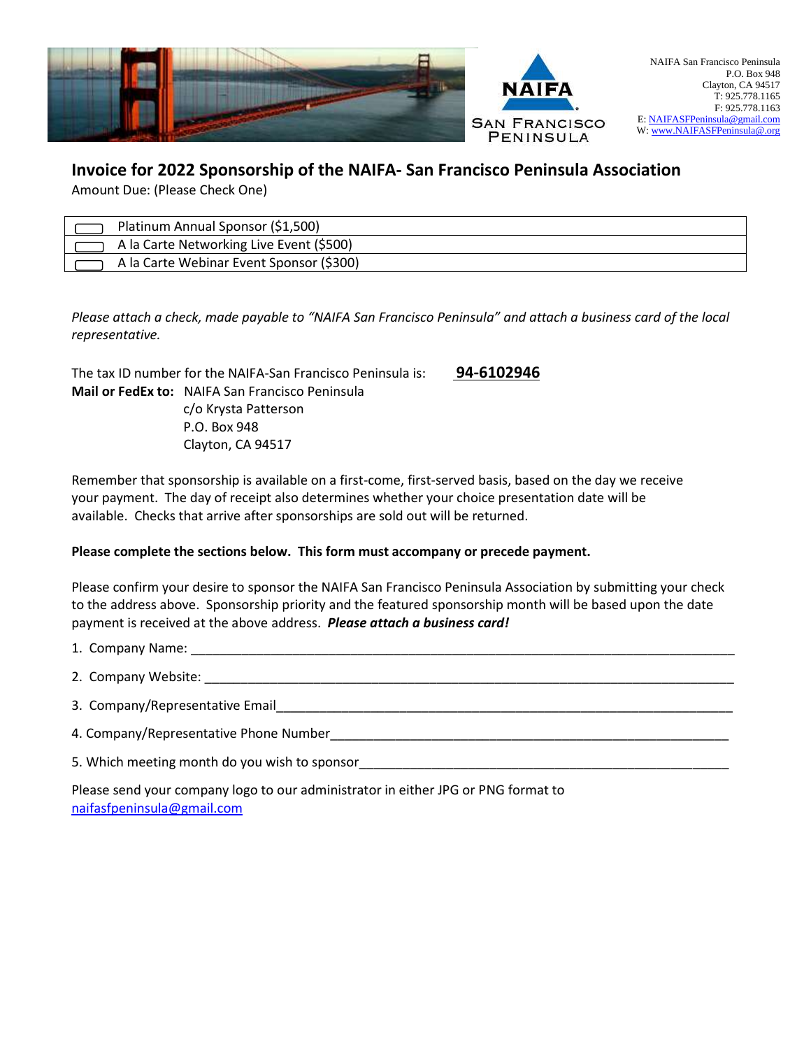NAIFA San Francisco Peninsula
P.O. Box 948
Clayton, CA 94517
T: 925.778.1165
F: 925.778.1163
E: NAIFASFPeninsula@gmail.com
W: www.NAIFASFPeninsula@.org

## Invoice for 2022 Sponsorship of the NAIFA- San Francisco Peninsula Association

Amount Due: (Please Check One)

| | |
|---|---|
| ☐ | Platinum Annual Sponsor ($1,500) |
| ☐ | A la Carte Networking Live Event ($500) |
| ☐ | A la Carte Webinar Event Sponsor ($300) |

*Please attach a check, made payable to "NAIFA San Francisco Peninsula" and attach a business card of the local representative.*

The tax ID number for the NAIFA-San Francisco Peninsula is: **94-6102946**

**Mail or FedEx to:** NAIFA San Francisco Peninsula
c/o Krysta Patterson
P.O. Box 948
Clayton, CA 94517

Remember that sponsorship is available on a first-come, first-served basis, based on the day we receive your payment. The day of receipt also determines whether your choice presentation date will be available. Checks that arrive after sponsorships are sold out will be returned.

**Please complete the sections below. This form must accompany or precede payment.**

Please confirm your desire to sponsor the NAIFA San Francisco Peninsula Association by submitting your check to the address above. Sponsorship priority and the featured sponsorship month will be based upon the date payment is received at the above address. ***Please attach a business card!***

1. Company Name: ______________________________________________________________________________
2. Company Website: ____________________________________________________________________________
3. Company/Representative Email__________________________________________________________________
4. Company/Representative Phone Number_________________________________________________________
5. Which meeting month do you wish to sponsor____________________________________________________

Please send your company logo to our administrator in either JPG or PNG format to naifasfpeninsula@gmail.com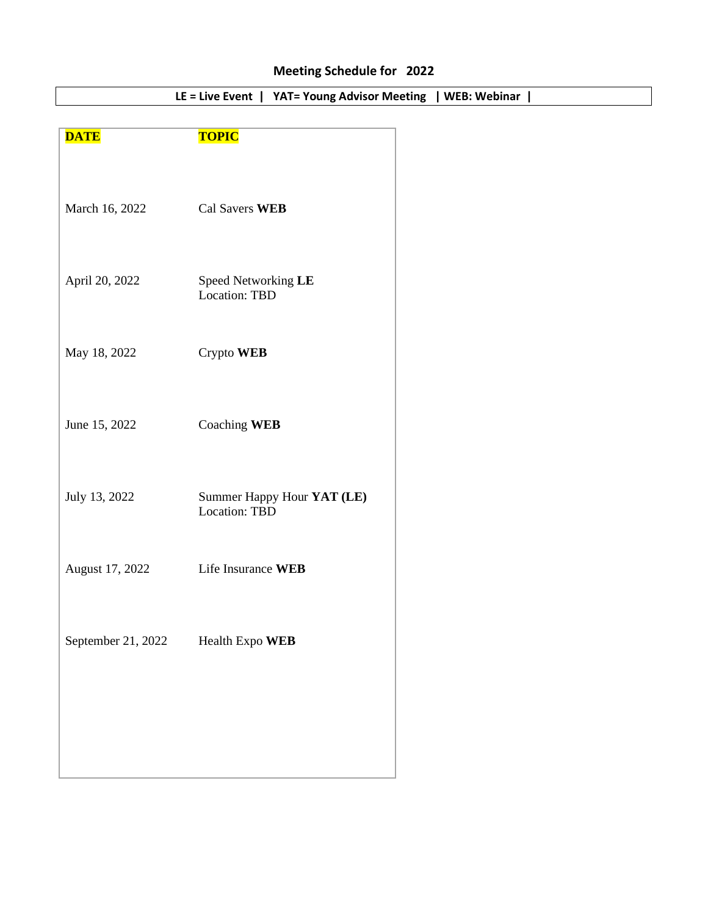# Meeting Schedule for 2022

LE = Live Event | YAT= Young Advisor Meeting | WEB: Webinar |

| DATE | TOPIC |
|---|---|
| March 16, 2022 | Cal Savers **WEB** |
| April 20, 2022 | Speed Networking **LE**<br>Location: TBD |
| May 18, 2022 | Crypto **WEB** |
| June 15, 2022 | Coaching **WEB** |
| July 13, 2022 | Summer Happy Hour **YAT (LE)**<br>Location: TBD |
| August 17, 2022 | Life Insurance **WEB** |
| September 21, 2022 | Health Expo **WEB** |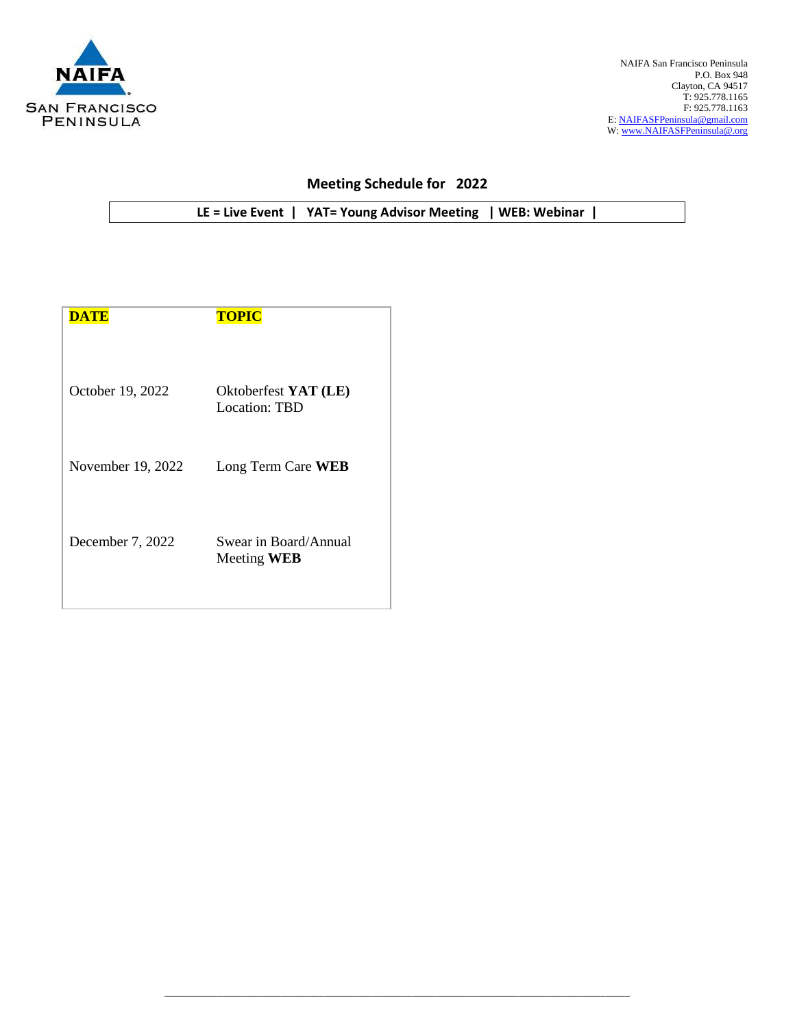NAIFA
SAN FRANCISCO PENINSULA

NAIFA San Francisco Peninsula
P.O. Box 948
Clayton, CA 94517
T: 925.778.1165
F: 925.778.1163
E: NAIFASFPeninsula@gmail.com
W: www.NAIFASFPeninsula@.org

## Meeting Schedule for 2022

**LE = Live Event | YAT= Young Advisor Meeting | WEB: Webinar |**

| DATE | TOPIC |
|---|---|
| October 19, 2022 | Oktoberfest **YAT (LE)** Location: TBD |
| November 19, 2022 | Long Term Care **WEB** |
| December 7, 2022 | Swear in Board/Annual Meeting **WEB** |